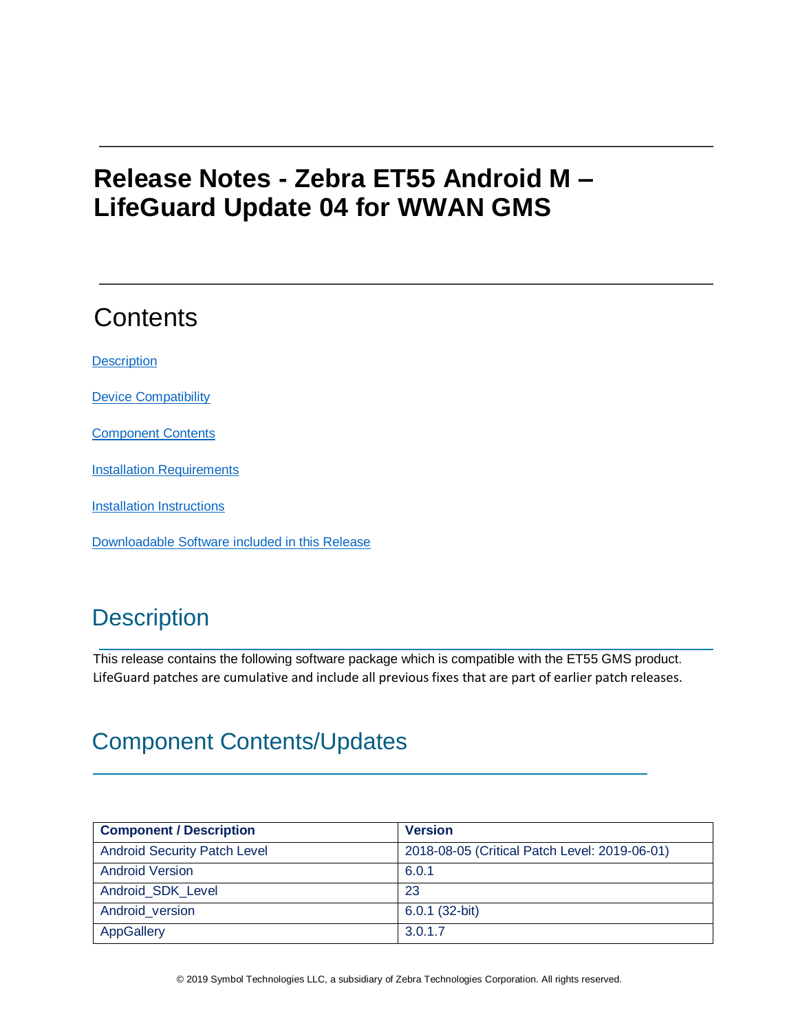# Release Notes - Zebra ET55 Android M – LifeGuard Update 04 for WWAN GMS

## Contents

[Description](#description)

[Device Compatibility](#device-compatibility)

[Component Contents](#component-contents)

[Installation Requirements](#installation-requirements)

[Installation Instructions](#installation-instructions)

[Downloadable Software included in this Release](#downloadable-software-included-in-this-release)

## Description

This release contains the following software package which is compatible with the ET55 GMS product. LifeGuard patches are cumulative and include all previous fixes that are part of earlier patch releases.

## Component Contents/Updates

| Component / Description | Version |
|---|---|
| Android Security Patch Level | 2018-08-05 (Critical Patch Level: 2019-06-01) |
| Android Version | 6.0.1 |
| Android_SDK_Level | 23 |
| Android_version | 6.0.1 (32-bit) |
| AppGallery | 3.0.1.7 |

© 2019 Symbol Technologies LLC, a subsidiary of Zebra Technologies Corporation. All rights reserved.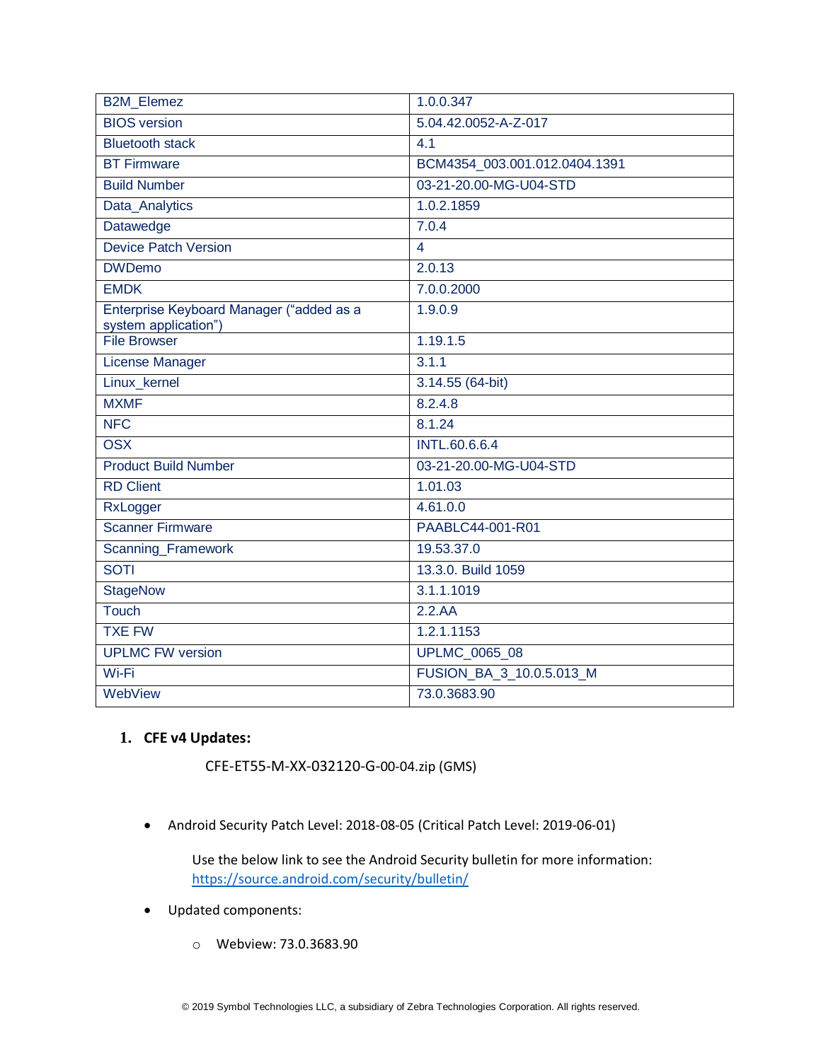| B2M_Elemez | 1.0.0.347 |
|---|---|
| BIOS version | 5.04.42.0052-A-Z-017 |
| Bluetooth stack | 4.1 |
| BT Firmware | BCM4354_003.001.012.0404.1391 |
| Build Number | 03-21-20.00-MG-U04-STD |
| Data_Analytics | 1.0.2.1859 |
| Datawedge | 7.0.4 |
| Device Patch Version | 4 |
| DWDemo | 2.0.13 |
| EMDK | 7.0.0.2000 |
| Enterprise Keyboard Manager (“added as a system application”) | 1.9.0.9 |
| File Browser | 1.19.1.5 |
| License Manager | 3.1.1 |
| Linux_kernel | 3.14.55 (64-bit) |
| MXMF | 8.2.4.8 |
| NFC | 8.1.24 |
| OSX | INTL.60.6.6.4 |
| Product Build Number | 03-21-20.00-MG-U04-STD |
| RD Client | 1.01.03 |
| RxLogger | 4.61.0.0 |
| Scanner Firmware | PAABLC44-001-R01 |
| Scanning_Framework | 19.53.37.0 |
| SOTI | 13.3.0. Build 1059 |
| StageNow | 3.1.1.1019 |
| Touch | 2.2.AA |
| TXE FW | 1.2.1.1153 |
| UPLMC FW version | UPLMC_0065_08 |
| Wi-Fi | FUSION_BA_3_10.0.5.013_M |
| WebView | 73.0.3683.90 |

1. **CFE v4 Updates:**

   CFE-ET55-M-XX-032120-G-00-04.zip (GMS)

- Android Security Patch Level: 2018-08-05 (Critical Patch Level: 2019-06-01)

  Use the below link to see the Android Security bulletin for more information: https://source.android.com/security/bulletin/

- Updated components:
  - Webview: 73.0.3683.90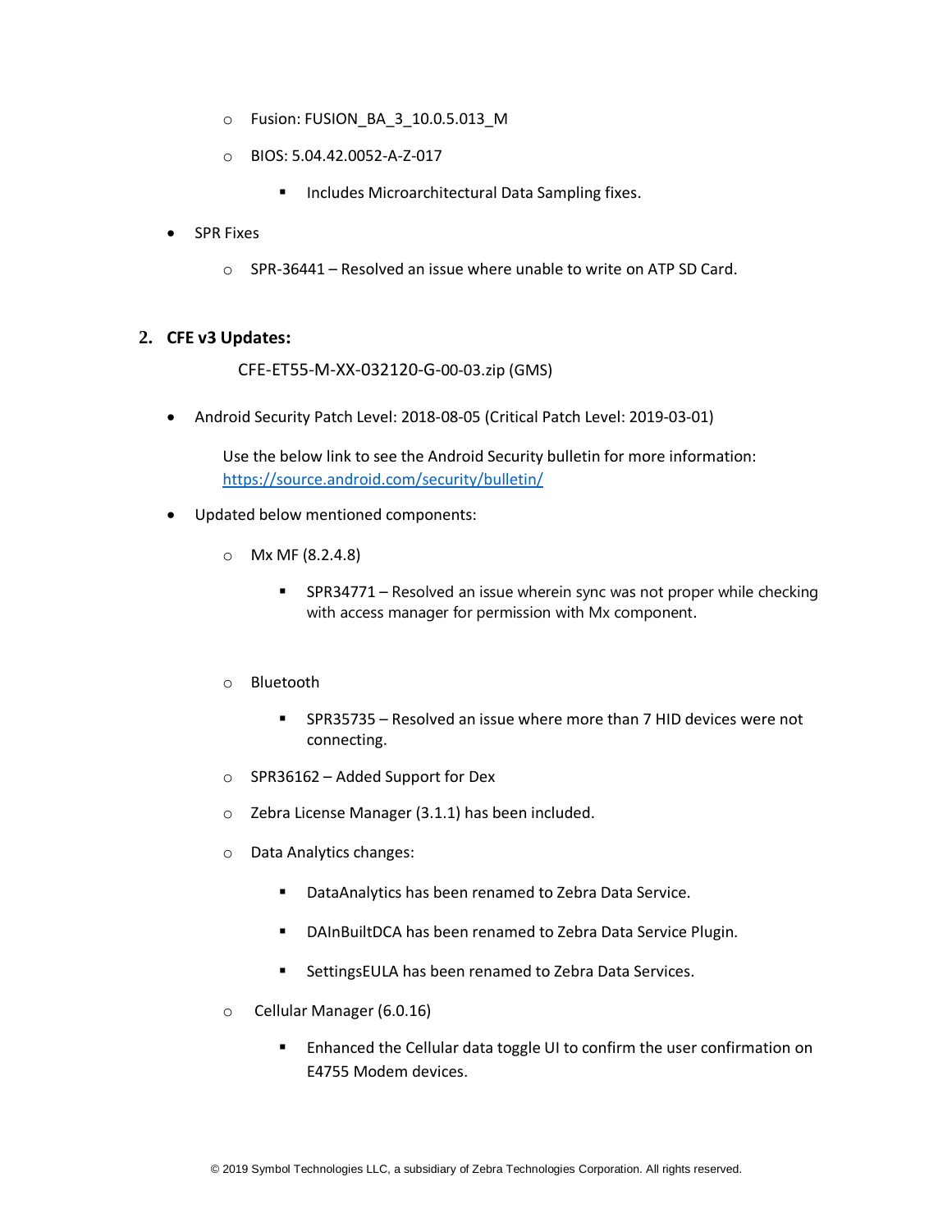- Fusion: FUSION_BA_3_10.0.5.013_M
  - BIOS: 5.04.42.0052-A-Z-017
    - Includes Microarchitectural Data Sampling fixes.

- SPR Fixes
  - SPR-36441 – Resolved an issue where unable to write on ATP SD Card.

## 2. CFE v3 Updates:

CFE-ET55-M-XX-032120-G-00-03.zip (GMS)

- Android Security Patch Level: 2018-08-05 (Critical Patch Level: 2019-03-01)

  Use the below link to see the Android Security bulletin for more information: https://source.android.com/security/bulletin/

- Updated below mentioned components:
  - Mx MF (8.2.4.8)
    - SPR34771 – Resolved an issue wherein sync was not proper while checking with access manager for permission with Mx component.
  - Bluetooth
    - SPR35735 – Resolved an issue where more than 7 HID devices were not connecting.
  - SPR36162 – Added Support for Dex
  - Zebra License Manager (3.1.1) has been included.
  - Data Analytics changes:
    - DataAnalytics has been renamed to Zebra Data Service.
    - DAInBuiltDCA has been renamed to Zebra Data Service Plugin.
    - SettingsEULA has been renamed to Zebra Data Services.
  - Cellular Manager (6.0.16)
    - Enhanced the Cellular data toggle UI to confirm the user confirmation on E4755 Modem devices.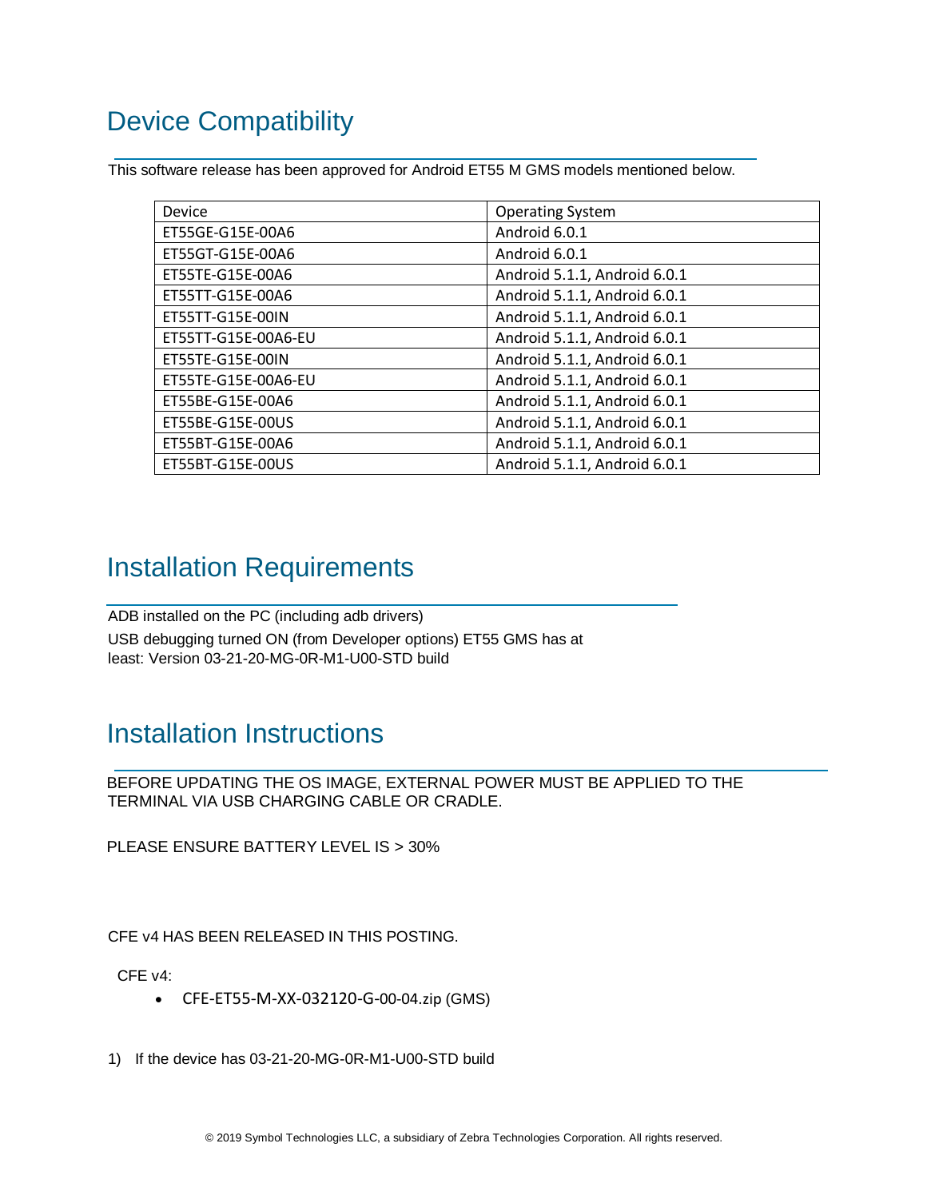## Device Compatibility

This software release has been approved for Android ET55 M GMS models mentioned below.

| Device | Operating System |
| --- | --- |
| ET55GE-G15E-00A6 | Android 6.0.1 |
| ET55GT-G15E-00A6 | Android 6.0.1 |
| ET55TE-G15E-00A6 | Android 5.1.1, Android 6.0.1 |
| ET55TT-G15E-00A6 | Android 5.1.1, Android 6.0.1 |
| ET55TT-G15E-00IN | Android 5.1.1, Android 6.0.1 |
| ET55TT-G15E-00A6-EU | Android 5.1.1, Android 6.0.1 |
| ET55TE-G15E-00IN | Android 5.1.1, Android 6.0.1 |
| ET55TE-G15E-00A6-EU | Android 5.1.1, Android 6.0.1 |
| ET55BE-G15E-00A6 | Android 5.1.1, Android 6.0.1 |
| ET55BE-G15E-00US | Android 5.1.1, Android 6.0.1 |
| ET55BT-G15E-00A6 | Android 5.1.1, Android 6.0.1 |
| ET55BT-G15E-00US | Android 5.1.1, Android 6.0.1 |

## Installation Requirements

ADB installed on the PC (including adb drivers)

USB debugging turned ON (from Developer options) ET55 GMS has at least: Version 03-21-20-MG-0R-M1-U00-STD build

## Installation Instructions

BEFORE UPDATING THE OS IMAGE, EXTERNAL POWER MUST BE APPLIED TO THE TERMINAL VIA USB CHARGING CABLE OR CRADLE.

PLEASE ENSURE BATTERY LEVEL IS > 30%

CFE v4 HAS BEEN RELEASED IN THIS POSTING.

CFE v4:

- CFE-ET55-M-XX-032120-G-00-04.zip (GMS)

1) If the device has 03-21-20-MG-0R-M1-U00-STD build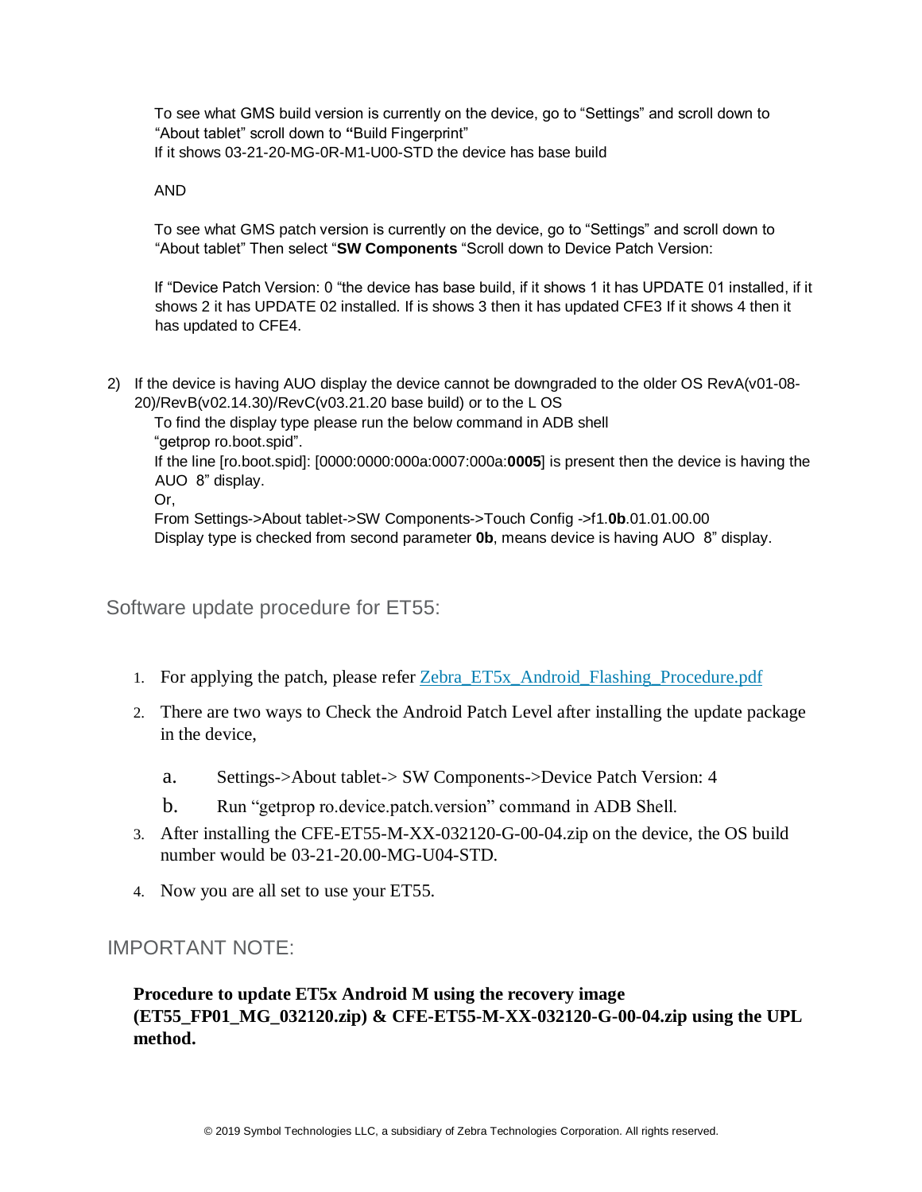To see what GMS build version is currently on the device, go to "Settings" and scroll down to "About tablet" scroll down to **"**Build Fingerprint"
If it shows 03-21-20-MG-0R-M1-U00-STD the device has base build

AND

To see what GMS patch version is currently on the device, go to "Settings" and scroll down to "About tablet" Then select "**SW Components** "Scroll down to Device Patch Version:

If "Device Patch Version: 0 "the device has base build, if it shows 1 it has UPDATE 01 installed, if it shows 2 it has UPDATE 02 installed. If is shows 3 then it has updated CFE3 If it shows 4 then it has updated to CFE4.

2) If the device is having AUO display the device cannot be downgraded to the older OS RevA(v01-08-20)/RevB(v02.14.30)/RevC(v03.21.20 base build) or to the L OS
   To find the display type please run the below command in ADB shell
   "getprop ro.boot.spid".
   If the line [ro.boot.spid]: [0000:0000:000a:0007:000a:**0005**] is present then the device is having the AUO 8" display.
   Or,
   From Settings->About tablet->SW Components->Touch Config ->f1.**0b**.01.01.00.00
   Display type is checked from second parameter **0b**, means device is having AUO 8" display.

## Software update procedure for ET55:

1. For applying the patch, please refer Zebra_ET5x_Android_Flashing_Procedure.pdf
2. There are two ways to Check the Android Patch Level after installing the update package in the device,
   a. Settings->About tablet-> SW Components->Device Patch Version: 4
   b. Run "getprop ro.device.patch.version" command in ADB Shell.
3. After installing the CFE-ET55-M-XX-032120-G-00-04.zip on the device, the OS build number would be 03-21-20.00-MG-U04-STD.
4. Now you are all set to use your ET55.

## IMPORTANT NOTE:

**Procedure to update ET5x Android M using the recovery image (ET55_FP01_MG_032120.zip) & CFE-ET55-M-XX-032120-G-00-04.zip using the UPL method.**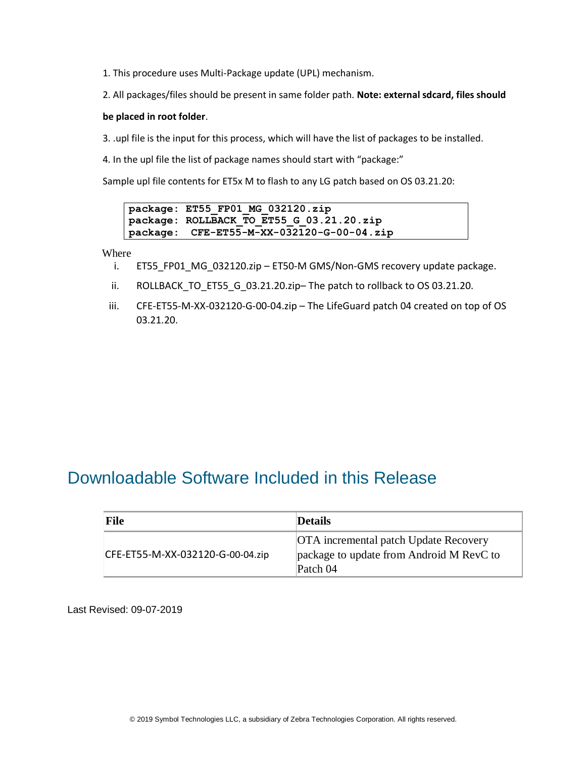1. This procedure uses Multi-Package update (UPL) mechanism.
2. All packages/files should be present in same folder path. **Note: external sdcard, files should be placed in root folder**.
3. .upl file is the input for this process, which will have the list of packages to be installed.
4. In the upl file the list of package names should start with "package:"

Sample upl file contents for ET5x M to flash to any LG patch based on OS 03.21.20:

```
package: ET55_FP01_MG_032120.zip
package: ROLLBACK_TO_ET55_G_03.21.20.zip
package:  CFE-ET55-M-XX-032120-G-00-04.zip
```

Where

i. ET55_FP01_MG_032120.zip – ET50-M GMS/Non-GMS recovery update package.
ii. ROLLBACK_TO_ET55_G_03.21.20.zip– The patch to rollback to OS 03.21.20.
iii. CFE-ET55-M-XX-032120-G-00-04.zip – The LifeGuard patch 04 created on top of OS 03.21.20.

## Downloadable Software Included in this Release

| File | Details |
|---|---|
| CFE-ET55-M-XX-032120-G-00-04.zip | OTA incremental patch Update Recovery package to update from Android M RevC to Patch 04 |

Last Revised: 09-07-2019

© 2019 Symbol Technologies LLC, a subsidiary of Zebra Technologies Corporation. All rights reserved.